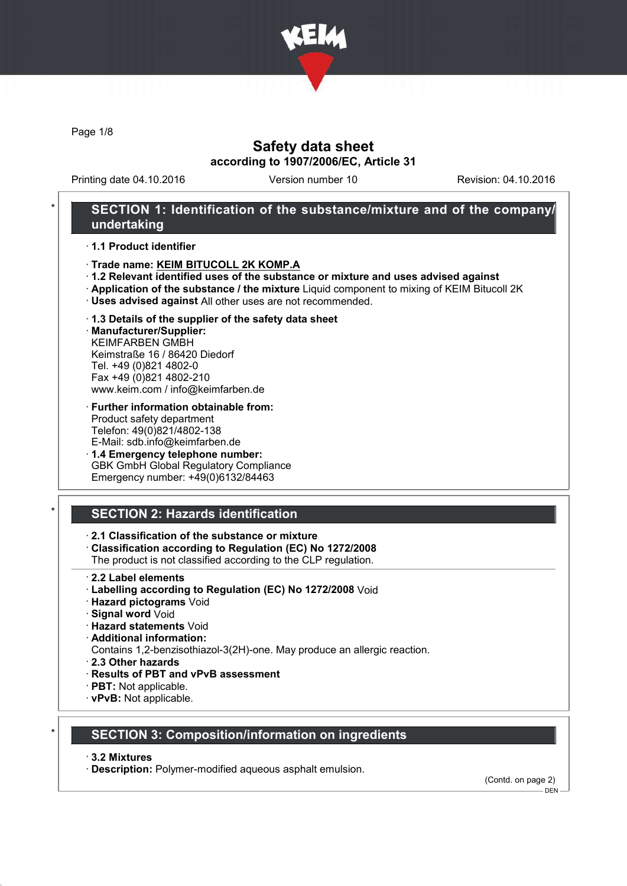# Safety data sheet

**according to 1907/2006/EC, Article 31**

Printing date 04.10.2016 Version number 10 Revision: 04.10.2016

## * SECTION 1: Identification of the substance/mixture and of the company/undertaking

· **1.1 Product identifier**

· **Trade name: KEIM BITUCOLL 2K KOMP.A**
· **1.2 Relevant identified uses of the substance or mixture and uses advised against**
· **Application of the substance / the mixture** Liquid component to mixing of KEIM Bitucoll 2K
· **Uses advised against** All other uses are not recommended.

· **1.3 Details of the supplier of the safety data sheet**
· **Manufacturer/Supplier:**
KEIMFARBEN GMBH
Keimstraße 16 / 86420 Diedorf
Tel. +49 (0)821 4802-0
Fax +49 (0)821 4802-210
www.keim.com / info@keimfarben.de

· **Further information obtainable from:**
Product safety department
Telefon: 49(0)821/4802-138
E-Mail: sdb.info@keimfarben.de
· **1.4 Emergency telephone number:**
GBK GmbH Global Regulatory Compliance
Emergency number: +49(0)6132/84463

## * SECTION 2: Hazards identification

· **2.1 Classification of the substance or mixture**
· **Classification according to Regulation (EC) No 1272/2008**
The product is not classified according to the CLP regulation.

· **2.2 Label elements**
· **Labelling according to Regulation (EC) No 1272/2008** Void
· **Hazard pictograms** Void
· **Signal word** Void
· **Hazard statements** Void
· **Additional information:**
Contains 1,2-benzisothiazol-3(2H)-one. May produce an allergic reaction.
· **2.3 Other hazards**
· **Results of PBT and vPvB assessment**
· **PBT:** Not applicable.
· **vPvB:** Not applicable.

## * SECTION 3: Composition/information on ingredients

· **3.2 Mixtures**
· **Description:** Polymer-modified aqueous asphalt emulsion.

(Contd. on page 2)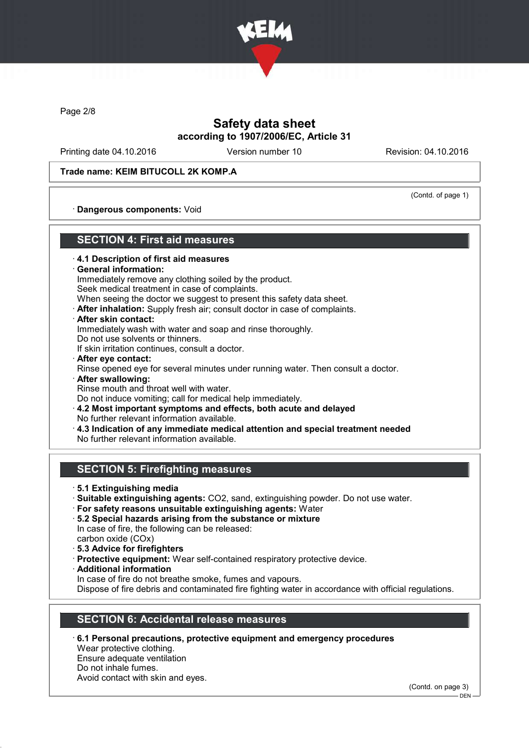Trade name: KEIM BITUCOLL 2K KOMP.A

(Contd. of page 1)

· **Dangerous components:** Void

## SECTION 4: First aid measures

· **4.1 Description of first aid measures**
· **General information:**
Immediately remove any clothing soiled by the product.
Seek medical treatment in case of complaints.
When seeing the doctor we suggest to present this safety data sheet.
· **After inhalation:** Supply fresh air; consult doctor in case of complaints.
· **After skin contact:**
Immediately wash with water and soap and rinse thoroughly.
Do not use solvents or thinners.
If skin irritation continues, consult a doctor.
· **After eye contact:**
Rinse opened eye for several minutes under running water. Then consult a doctor.
· **After swallowing:**
Rinse mouth and throat well with water.
Do not induce vomiting; call for medical help immediately.
· **4.2 Most important symptoms and effects, both acute and delayed**
No further relevant information available.
· **4.3 Indication of any immediate medical attention and special treatment needed**
No further relevant information available.

## SECTION 5: Firefighting measures

· **5.1 Extinguishing media**
· **Suitable extinguishing agents:** $CO_2$, sand, extinguishing powder. Do not use water.
· **For safety reasons unsuitable extinguishing agents:** Water
· **5.2 Special hazards arising from the substance or mixture**
In case of fire, the following can be released:
carbon oxide (COx)
· **5.3 Advice for firefighters**
· **Protective equipment:** Wear self-contained respiratory protective device.
· **Additional information**
In case of fire do not breathe smoke, fumes and vapours.
Dispose of fire debris and contaminated fire fighting water in accordance with official regulations.

## SECTION 6: Accidental release measures

· **6.1 Personal precautions, protective equipment and emergency procedures**
Wear protective clothing.
Ensure adequate ventilation
Do not inhale fumes.
Avoid contact with skin and eyes.

(Contd. on page 3)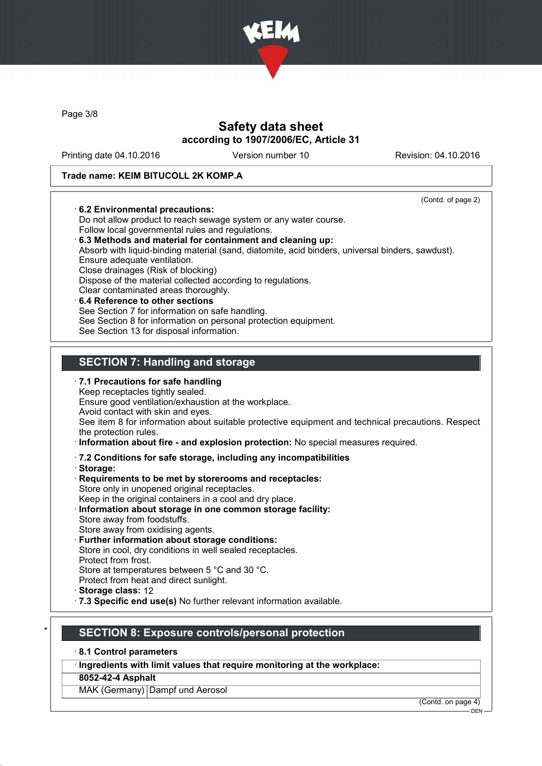Trade name: KEIM BITUCOLL 2K KOMP.A

(Contd. of page 2)

· **6.2 Environmental precautions:**
Do not allow product to reach sewage system or any water course.
Follow local governmental rules and regulations.

· **6.3 Methods and material for containment and cleaning up:**
Absorb with liquid-binding material (sand, diatomite, acid binders, universal binders, sawdust).
Ensure adequate ventilation.
Close drainages (Risk of blocking)
Dispose of the material collected according to regulations.
Clear contaminated areas thoroughly.

· **6.4 Reference to other sections**
See Section 7 for information on safe handling.
See Section 8 for information on personal protection equipment.
See Section 13 for disposal information.

## SECTION 7: Handling and storage

· **7.1 Precautions for safe handling**
Keep receptacles tightly sealed.
Ensure good ventilation/exhaustion at the workplace.
Avoid contact with skin and eyes.
See item 8 for information about suitable protective equipment and technical precautions. Respect the protection rules.

· **Information about fire - and explosion protection:** No special measures required.

· **7.2 Conditions for safe storage, including any incompatibilities**

· **Storage:**

· **Requirements to be met by storerooms and receptacles:**
Store only in unopened original receptacles.
Keep in the original containers in a cool and dry place.

· **Information about storage in one common storage facility:**
Store away from foodstuffs.
Store away from oxidising agents.

· **Further information about storage conditions:**
Store in cool, dry conditions in well sealed receptacles.
Protect from frost.
Store at temperatures between 5 °C and 30 °C.
Protect from heat and direct sunlight.

· **Storage class:** 12

· **7.3 Specific end use(s)** No further relevant information available.

## * SECTION 8: Exposure controls/personal protection

· **8.1 Control parameters**

| · Ingredients with limit values that require monitoring at the workplace: | |
|---|---|
| **8052-42-4 Asphalt** | |
| MAK (Germany) | Dampf und Aerosol |

(Contd. on page 4)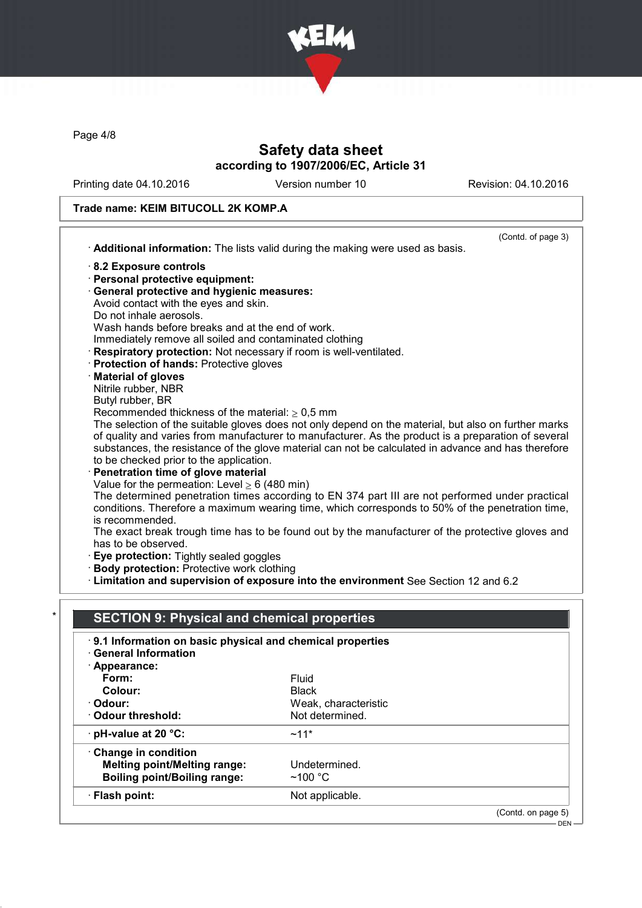# Safety data sheet
## according to 1907/2006/EC, Article 31

Printing date 04.10.2016 | Version number 10 | Revision: 04.10.2016

**Trade name: KEIM BITUCOLL 2K KOMP.A**

(Contd. of page 3)

· **Additional information:** The lists valid during the making were used as basis.

· **8.2 Exposure controls**
· **Personal protective equipment:**
· **General protective and hygienic measures:**
Avoid contact with the eyes and skin.
Do not inhale aerosols.
Wash hands before breaks and at the end of work.
Immediately remove all soiled and contaminated clothing
· **Respiratory protection:** Not necessary if room is well-ventilated.
· **Protection of hands:** Protective gloves
· **Material of gloves**
Nitrile rubber, NBR
Butyl rubber, BR
Recommended thickness of the material: $\geq$ 0,5 mm
The selection of the suitable gloves does not only depend on the material, but also on further marks of quality and varies from manufacturer to manufacturer. As the product is a preparation of several substances, the resistance of the glove material can not be calculated in advance and has therefore to be checked prior to the application.
· **Penetration time of glove material**
Value for the permeation: Level $\geq$ 6 (480 min)
The determined penetration times according to EN 374 part III are not performed under practical conditions. Therefore a maximum wearing time, which corresponds to 50% of the penetration time, is recommended.
The exact break trough time has to be found out by the manufacturer of the protective gloves and has to be observed.
· **Eye protection:** Tightly sealed goggles
· **Body protection:** Protective work clothing
· **Limitation and supervision of exposure into the environment** See Section 12 and 6.2

## SECTION 9: Physical and chemical properties

· **9.1 Information on basic physical and chemical properties**
· **General Information**

| · **Appearance:** | |
|---|---|
| **Form:** | Fluid |
| **Colour:** | Black |
| · **Odour:** | Weak, characteristic |
| · **Odour threshold:** | Not determined. |
| · **pH-value at 20 °C:** | ~11* |
| · **Change in condition** | |
| **Melting point/Melting range:** | Undetermined. |
| **Boiling point/Boiling range:** | ~100 °C |
| · **Flash point:** | Not applicable. |

(Contd. on page 5)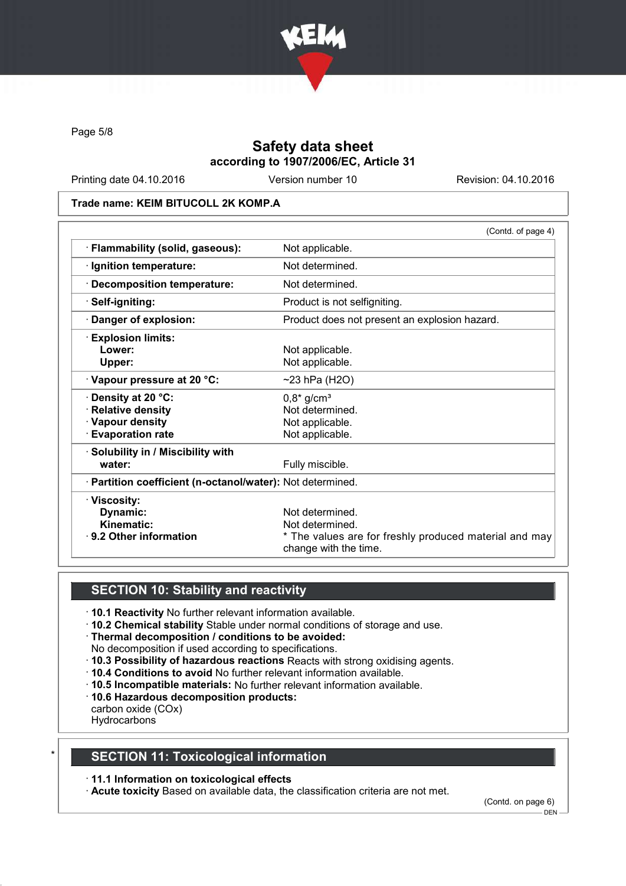Safety data sheet
according to 1907/2006/EC, Article 31

Printing date 04.10.2016 | Version number 10 | Revision: 04.10.2016

**Trade name: KEIM BITUCOLL 2K KOMP.A**

(Contd. of page 4)

| | |
|---|---|
| · **Flammability (solid, gaseous):** | Not applicable. |
| · **Ignition temperature:** | Not determined. |
| · **Decomposition temperature:** | Not determined. |
| · **Self-igniting:** | Product is not selfigniting. |
| · **Danger of explosion:** | Product does not present an explosion hazard. |
| · **Explosion limits:** | |
| **Lower:** | Not applicable. |
| **Upper:** | Not applicable. |
| · **Vapour pressure at 20 °C:** | ~23 hPa ($H_2O$) |
| · **Density at 20 °C:** | 0,8* g/cm³ |
| · **Relative density** | Not determined. |
| · **Vapour density** | Not applicable. |
| · **Evaporation rate** | Not applicable. |
| · **Solubility in / Miscibility with water:** | Fully miscible. |
| · **Partition coefficient (n-octanol/water):** | Not determined. |
| · **Viscosity:** | |
| **Dynamic:** | Not determined. |
| **Kinematic:** | Not determined. |
| · **9.2 Other information** | * The values are for freshly produced material and may change with the time. |

## SECTION 10: Stability and reactivity

- · **10.1 Reactivity** No further relevant information available.
- · **10.2 Chemical stability** Stable under normal conditions of storage and use.
- · **Thermal decomposition / conditions to be avoided:**
  No decomposition if used according to specifications.
- · **10.3 Possibility of hazardous reactions** Reacts with strong oxidising agents.
- · **10.4 Conditions to avoid** No further relevant information available.
- · **10.5 Incompatible materials:** No further relevant information available.
- · **10.6 Hazardous decomposition products:**
  carbon oxide (COx)
  Hydrocarbons

## * SECTION 11: Toxicological information

- · **11.1 Information on toxicological effects**
- · **Acute toxicity** Based on available data, the classification criteria are not met.

(Contd. on page 6)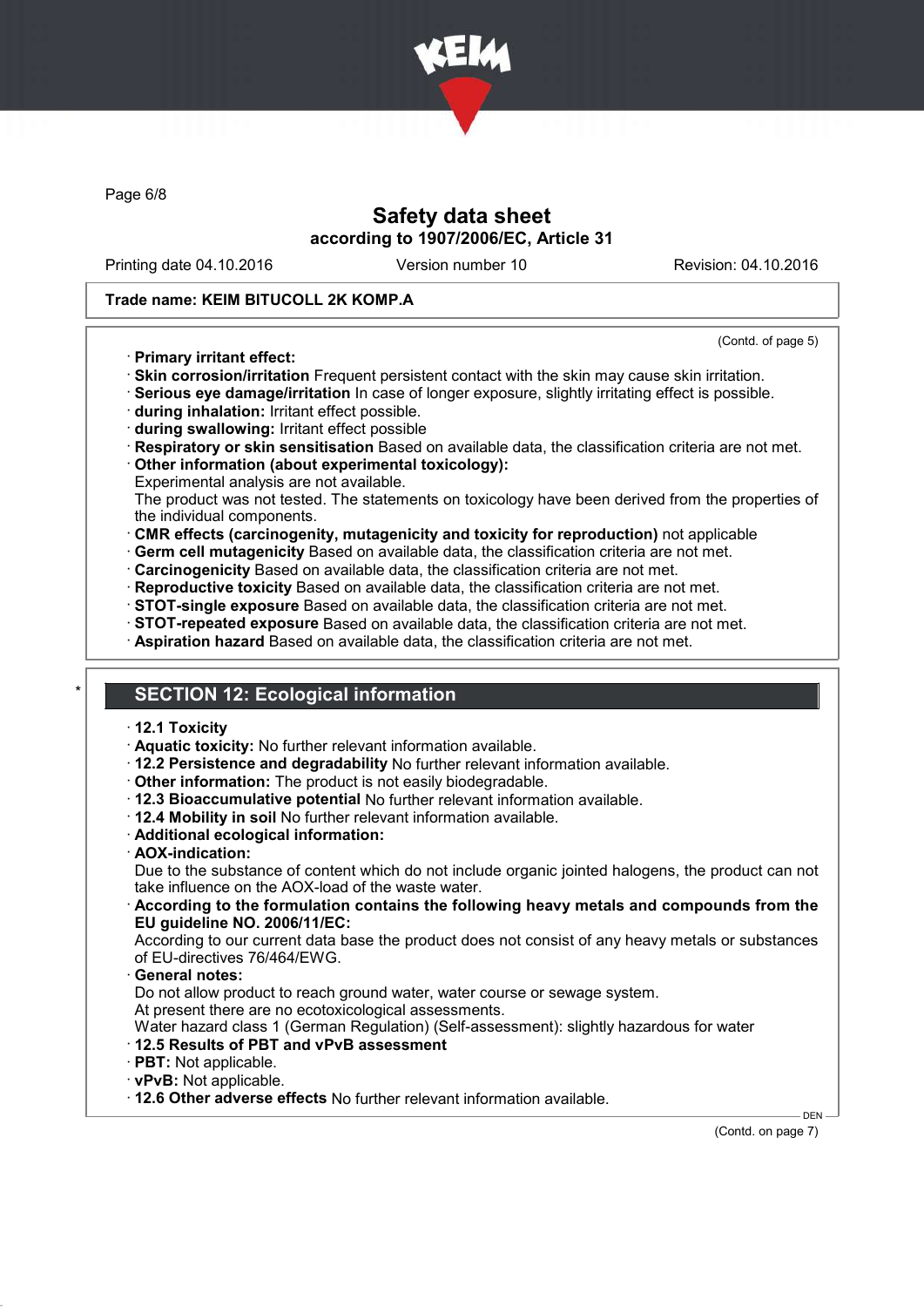**Trade name: KEIM BITUCOLL 2K KOMP.A**

(Contd. of page 5)

- · **Primary irritant effect:**
- · **Skin corrosion/irritation** Frequent persistent contact with the skin may cause skin irritation.
- · **Serious eye damage/irritation** In case of longer exposure, slightly irritating effect is possible.
- · **during inhalation:** Irritant effect possible.
- · **during swallowing:** Irritant effect possible
- · **Respiratory or skin sensitisation** Based on available data, the classification criteria are not met.
- · **Other information (about experimental toxicology):**
  Experimental analysis are not available.
  The product was not tested. The statements on toxicology have been derived from the properties of the individual components.
- · **CMR effects (carcinogenity, mutagenicity and toxicity for reproduction)** not applicable
- · **Germ cell mutagenicity** Based on available data, the classification criteria are not met.
- · **Carcinogenicity** Based on available data, the classification criteria are not met.
- · **Reproductive toxicity** Based on available data, the classification criteria are not met.
- · **STOT-single exposure** Based on available data, the classification criteria are not met.
- · **STOT-repeated exposure** Based on available data, the classification criteria are not met.
- · **Aspiration hazard** Based on available data, the classification criteria are not met.

## * SECTION 12: Ecological information

- · **12.1 Toxicity**
- · **Aquatic toxicity:** No further relevant information available.
- · **12.2 Persistence and degradability** No further relevant information available.
- · **Other information:** The product is not easily biodegradable.
- · **12.3 Bioaccumulative potential** No further relevant information available.
- · **12.4 Mobility in soil** No further relevant information available.
- · **Additional ecological information:**
- · **AOX-indication:**
  Due to the substance of content which do not include organic jointed halogens, the product can not take influence on the AOX-load of the waste water.
- · **According to the formulation contains the following heavy metals and compounds from the EU guideline NO. 2006/11/EC:**
  According to our current data base the product does not consist of any heavy metals or substances of EU-directives 76/464/EWG.
- · **General notes:**
  Do not allow product to reach ground water, water course or sewage system.
  At present there are no ecotoxicological assessments.
  Water hazard class 1 (German Regulation) (Self-assessment): slightly hazardous for water
- · **12.5 Results of PBT and vPvB assessment**
- · **PBT:** Not applicable.
- · **vPvB:** Not applicable.
- · **12.6 Other adverse effects** No further relevant information available.

DEN

(Contd. on page 7)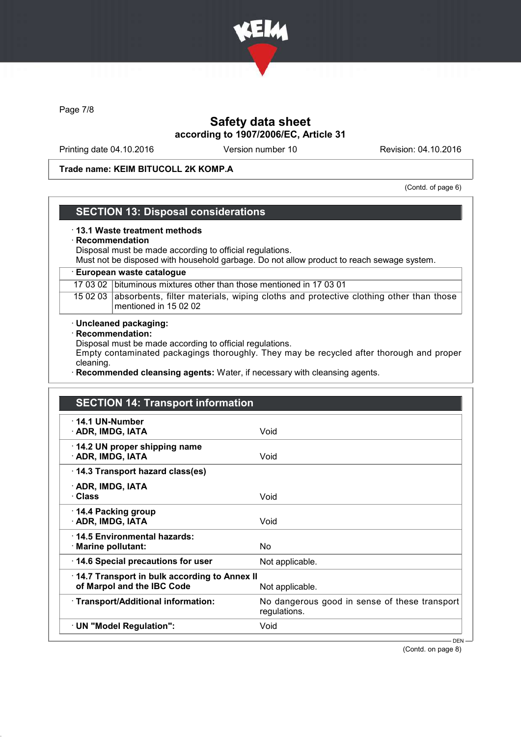# Safety data sheet

**according to 1907/2006/EC, Article 31**

Printing date 04.10.2016 | Version number 10 | Revision: 04.10.2016

**Trade name: KEIM BITUCOLL 2K KOMP.A**

(Contd. of page 6)

## SECTION 13: Disposal considerations

· **13.1 Waste treatment methods**

· **Recommendation**

Disposal must be made according to official regulations.
Must not be disposed with household garbage. Do not allow product to reach sewage system.

· **European waste catalogue**

| | |
|---|---|
| 17 03 02 | bituminous mixtures other than those mentioned in 17 03 01 |
| 15 02 03 | absorbents, filter materials, wiping cloths and protective clothing other than those mentioned in 15 02 02 |

· **Uncleaned packaging:**

· **Recommendation:**

Disposal must be made according to official regulations.
Empty contaminated packagings thoroughly. They may be recycled after thorough and proper cleaning.

· **Recommended cleansing agents:** Water, if necessary with cleansing agents.

## SECTION 14: Transport information

| | |
|---|---|
| · **14.1 UN-Number**<br>· **ADR, IMDG, IATA** | Void |
| · **14.2 UN proper shipping name**<br>· **ADR, IMDG, IATA** | Void |
| · **14.3 Transport hazard class(es)**<br>· **ADR, IMDG, IATA**<br>· **Class** | Void |
| · **14.4 Packing group**<br>· **ADR, IMDG, IATA** | Void |
| · **14.5 Environmental hazards:**<br>· **Marine pollutant:** | No |
| · **14.6 Special precautions for user** | Not applicable. |
| · **14.7 Transport in bulk according to Annex II of Marpol and the IBC Code** | Not applicable. |
| · **Transport/Additional information:** | No dangerous good in sense of these transport regulations. |
| · **UN "Model Regulation":** | Void |

DEN

(Contd. on page 8)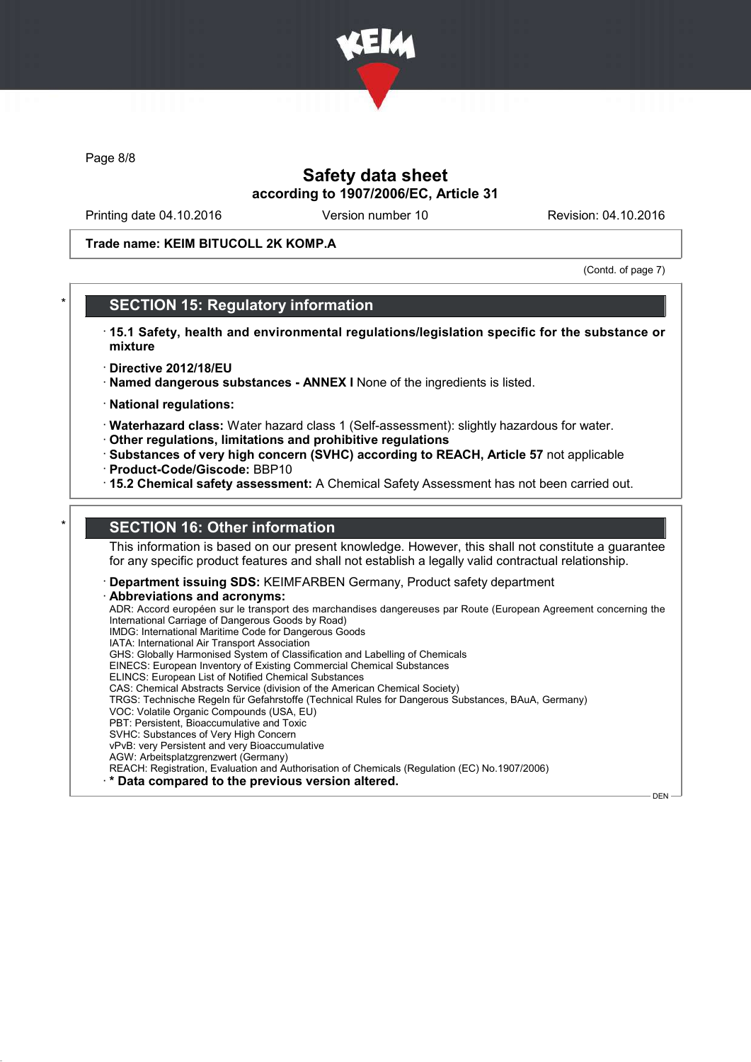# Safety data sheet

## according to 1907/2006/EC, Article 31

Printing date 04.10.2016 | Version number 10 | Revision: 04.10.2016

**Trade name: KEIM BITUCOLL 2K KOMP.A**

(Contd. of page 7)

## * SECTION 15: Regulatory information

· **15.1 Safety, health and environmental regulations/legislation specific for the substance or mixture**

· **Directive 2012/18/EU**
· **Named dangerous substances - ANNEX I** None of the ingredients is listed.

· **National regulations:**

· **Waterhazard class:** Water hazard class 1 (Self-assessment): slightly hazardous for water.
· **Other regulations, limitations and prohibitive regulations**
· **Substances of very high concern (SVHC) according to REACH, Article 57** not applicable
· **Product-Code/Giscode:** BBP10
· **15.2 Chemical safety assessment:** A Chemical Safety Assessment has not been carried out.

## * SECTION 16: Other information

This information is based on our present knowledge. However, this shall not constitute a guarantee for any specific product features and shall not establish a legally valid contractual relationship.

· **Department issuing SDS:** KEIMFARBEN Germany, Product safety department
· **Abbreviations and acronyms:**
ADR: Accord européen sur le transport des marchandises dangereuses par Route (European Agreement concerning the International Carriage of Dangerous Goods by Road)
IMDG: International Maritime Code for Dangerous Goods
IATA: International Air Transport Association
GHS: Globally Harmonised System of Classification and Labelling of Chemicals
EINECS: European Inventory of Existing Commercial Chemical Substances
ELINCS: European List of Notified Chemical Substances
CAS: Chemical Abstracts Service (division of the American Chemical Society)
TRGS: Technische Regeln für Gefahrstoffe (Technical Rules for Dangerous Substances, BAuA, Germany)
VOC: Volatile Organic Compounds (USA, EU)
PBT: Persistent, Bioaccumulative and Toxic
SVHC: Substances of Very High Concern
vPvB: very Persistent and very Bioaccumulative
AGW: Arbeitsplatzgrenzwert (Germany)
REACH: Registration, Evaluation and Authorisation of Chemicals (Regulation (EC) No.1907/2006)
· **\* Data compared to the previous version altered.**

DEN